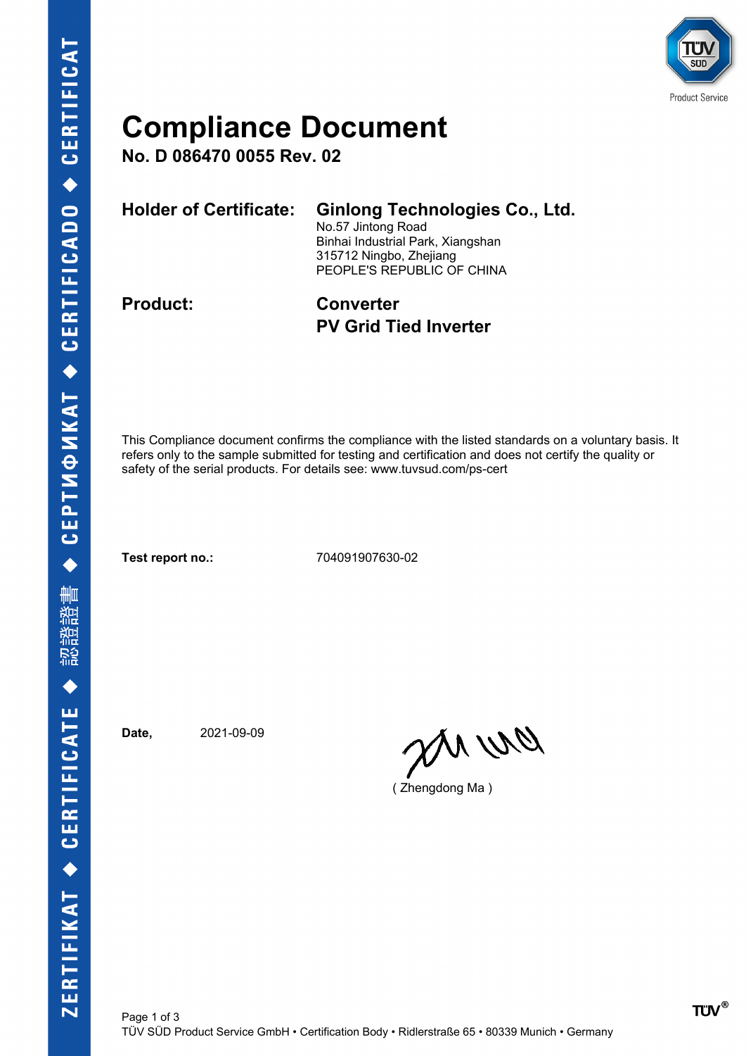# Compliance Document

**No. D 086470 0055 Rev. 02**

**Holder of Certificate:** **Ginlong Technologies Co., Ltd.**
No.57 Jintong Road
Binhai Industrial Park, Xiangshan
315712 Ningbo, Zhejiang
PEOPLE'S REPUBLIC OF CHINA

**Product:** **Converter**
**PV Grid Tied Inverter**

This Compliance document confirms the compliance with the listed standards on a voluntary basis. It refers only to the sample submitted for testing and certification and does not certify the quality or safety of the serial products. For details see: www.tuvsud.com/ps-cert

**Test report no.:** 704091907630-02

**Date,** 2021-09-09

( Zhengdong Ma )

TÜV SÜD Product Service GmbH • Certification Body • Ridlerstraße 65 • 80339 Munich • Germany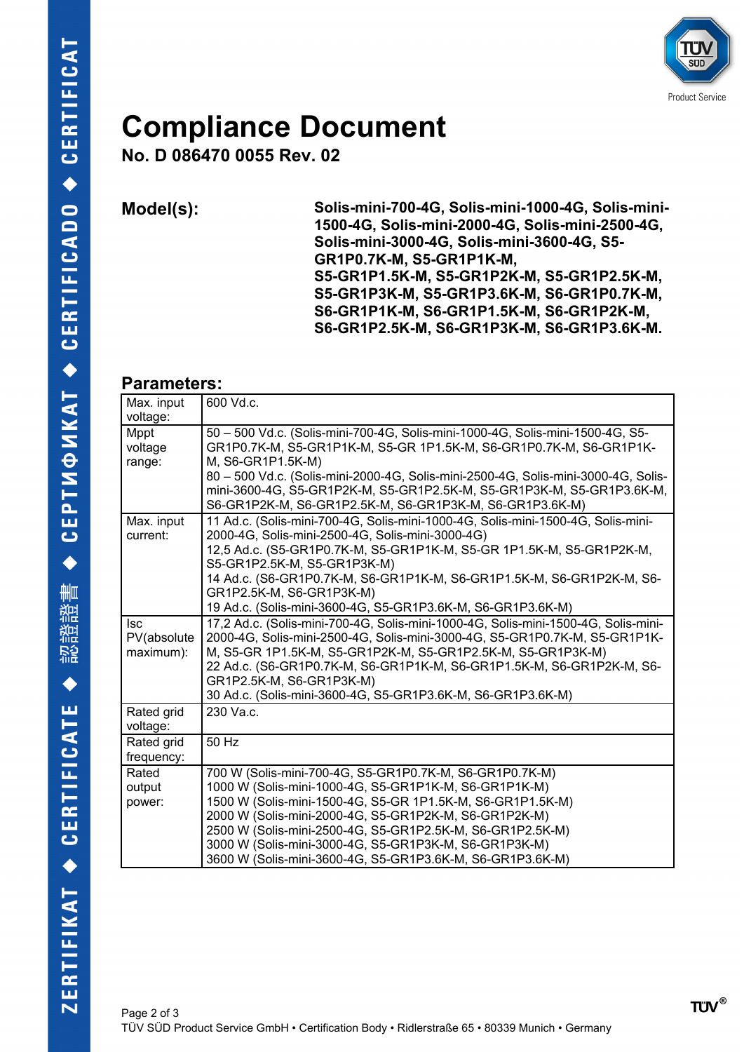# Compliance Document

**No. D 086470 0055 Rev. 02**

**Model(s):** **Solis-mini-700-4G, Solis-mini-1000-4G, Solis-mini-1500-4G, Solis-mini-2000-4G, Solis-mini-2500-4G, Solis-mini-3000-4G, Solis-mini-3600-4G, S5-GR1P0.7K-M, S5-GR1P1K-M, S5-GR1P1.5K-M, S5-GR1P2K-M, S5-GR1P2.5K-M, S5-GR1P3K-M, S5-GR1P3.6K-M, S6-GR1P0.7K-M, S6-GR1P1K-M, S6-GR1P1.5K-M, S6-GR1P2K-M, S6-GR1P2.5K-M, S6-GR1P3K-M, S6-GR1P3.6K-M.**

## Parameters:

| | |
|---|---|
| Max. input voltage: | 600 Vd.c. |
| Mppt voltage range: | 50 – 500 Vd.c. (Solis-mini-700-4G, Solis-mini-1000-4G, Solis-mini-1500-4G, S5-GR1P0.7K-M, S5-GR1P1K-M, S5-GR 1P1.5K-M, S6-GR1P0.7K-M, S6-GR1P1K-M, S6-GR1P1.5K-M)<br>80 – 500 Vd.c. (Solis-mini-2000-4G, Solis-mini-2500-4G, Solis-mini-3000-4G, Solis-mini-3600-4G, S5-GR1P2K-M, S5-GR1P2.5K-M, S5-GR1P3K-M, S5-GR1P3.6K-M, S6-GR1P2K-M, S6-GR1P2.5K-M, S6-GR1P3K-M, S6-GR1P3.6K-M) |
| Max. input current: | 11 Ad.c. (Solis-mini-700-4G, Solis-mini-1000-4G, Solis-mini-1500-4G, Solis-mini-2000-4G, Solis-mini-2500-4G, Solis-mini-3000-4G)<br>12,5 Ad.c. (S5-GR1P0.7K-M, S5-GR1P1K-M, S5-GR 1P1.5K-M, S5-GR1P2K-M, S5-GR1P2.5K-M, S5-GR1P3K-M)<br>14 Ad.c. (S6-GR1P0.7K-M, S6-GR1P1K-M, S6-GR1P1.5K-M, S6-GR1P2K-M, S6-GR1P2.5K-M, S6-GR1P3K-M)<br>19 Ad.c. (Solis-mini-3600-4G, S5-GR1P3.6K-M, S6-GR1P3.6K-M) |
| Isc PV(absolute maximum): | 17,2 Ad.c. (Solis-mini-700-4G, Solis-mini-1000-4G, Solis-mini-1500-4G, Solis-mini-2000-4G, Solis-mini-2500-4G, Solis-mini-3000-4G, S5-GR1P0.7K-M, S5-GR1P1K-M, S5-GR 1P1.5K-M, S5-GR1P2K-M, S5-GR1P2.5K-M, S5-GR1P3K-M)<br>22 Ad.c. (S6-GR1P0.7K-M, S6-GR1P1K-M, S6-GR1P1.5K-M, S6-GR1P2K-M, S6-GR1P2.5K-M, S6-GR1P3K-M)<br>30 Ad.c. (Solis-mini-3600-4G, S5-GR1P3.6K-M, S6-GR1P3.6K-M) |
| Rated grid voltage: | 230 Va.c. |
| Rated grid frequency: | 50 Hz |
| Rated output power: | 700 W (Solis-mini-700-4G, S5-GR1P0.7K-M, S6-GR1P0.7K-M)<br>1000 W (Solis-mini-1000-4G, S5-GR1P1K-M, S6-GR1P1K-M)<br>1500 W (Solis-mini-1500-4G, S5-GR 1P1.5K-M, S6-GR1P1.5K-M)<br>2000 W (Solis-mini-2000-4G, S5-GR1P2K-M, S6-GR1P2K-M)<br>2500 W (Solis-mini-2500-4G, S5-GR1P2.5K-M, S6-GR1P2.5K-M)<br>3000 W (Solis-mini-3000-4G, S5-GR1P3K-M, S6-GR1P3K-M)<br>3600 W (Solis-mini-3600-4G, S5-GR1P3.6K-M, S6-GR1P3.6K-M) |

TÜV SÜD Product Service GmbH • Certification Body • Ridlerstraße 65 • 80339 Munich • Germany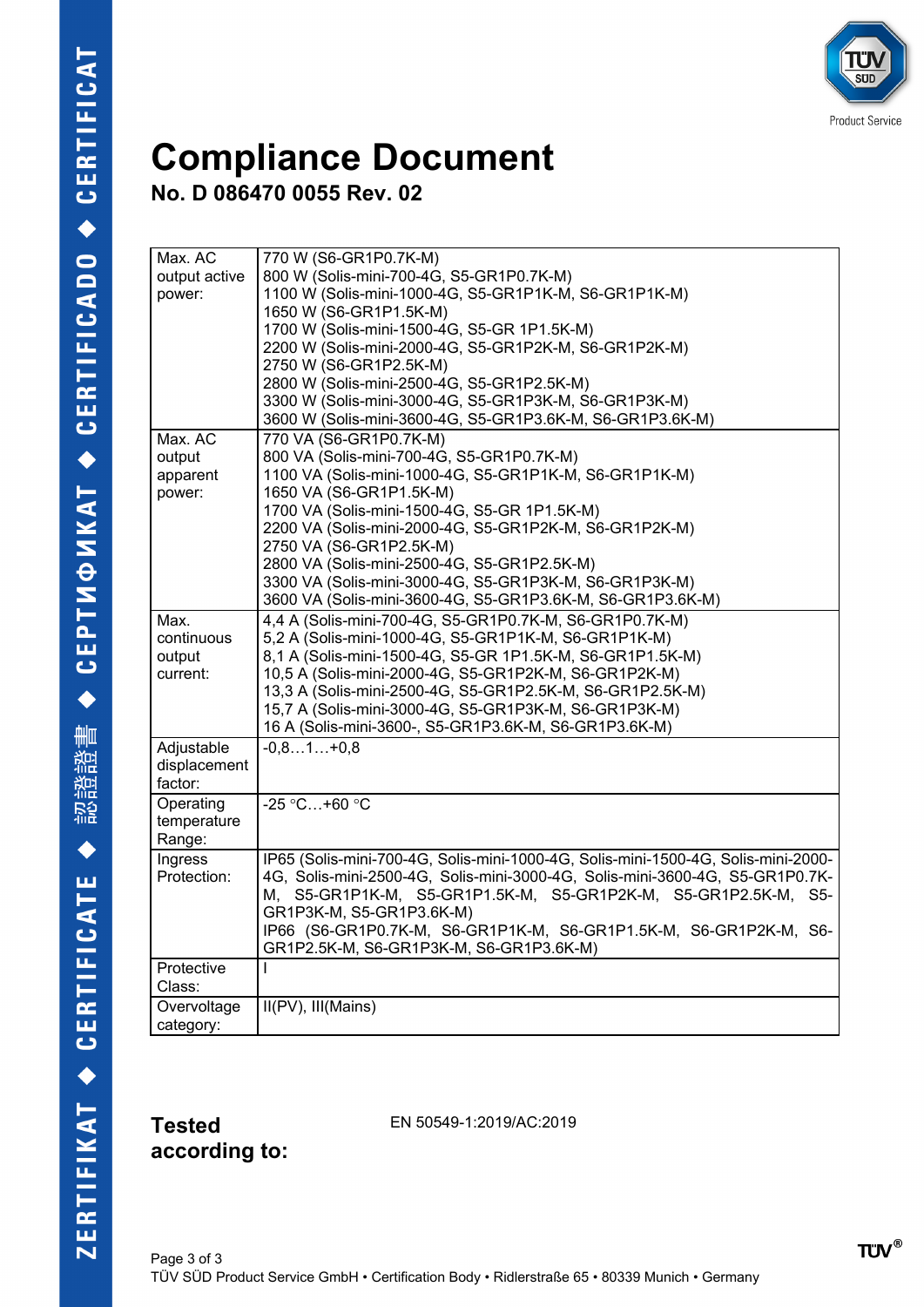# Compliance Document

## No. D 086470 0055 Rev. 02

| | |
|---|---|
| Max. AC output active power: | 770 W (S6-GR1P0.7K-M)<br>800 W (Solis-mini-700-4G, S5-GR1P0.7K-M)<br>1100 W (Solis-mini-1000-4G, S5-GR1P1K-M, S6-GR1P1K-M)<br>1650 W (S6-GR1P1.5K-M)<br>1700 W (Solis-mini-1500-4G, S5-GR 1P1.5K-M)<br>2200 W (Solis-mini-2000-4G, S5-GR1P2K-M, S6-GR1P2K-M)<br>2750 W (S6-GR1P2.5K-M)<br>2800 W (Solis-mini-2500-4G, S5-GR1P2.5K-M)<br>3300 W (Solis-mini-3000-4G, S5-GR1P3K-M, S6-GR1P3K-M)<br>3600 W (Solis-mini-3600-4G, S5-GR1P3.6K-M, S6-GR1P3.6K-M) |
| Max. AC output apparent power: | 770 VA (S6-GR1P0.7K-M)<br>800 VA (Solis-mini-700-4G, S5-GR1P0.7K-M)<br>1100 VA (Solis-mini-1000-4G, S5-GR1P1K-M, S6-GR1P1K-M)<br>1650 VA (S6-GR1P1.5K-M)<br>1700 VA (Solis-mini-1500-4G, S5-GR 1P1.5K-M)<br>2200 VA (Solis-mini-2000-4G, S5-GR1P2K-M, S6-GR1P2K-M)<br>2750 VA (S6-GR1P2.5K-M)<br>2800 VA (Solis-mini-2500-4G, S5-GR1P2.5K-M)<br>3300 VA (Solis-mini-3000-4G, S5-GR1P3K-M, S6-GR1P3K-M)<br>3600 VA (Solis-mini-3600-4G, S5-GR1P3.6K-M, S6-GR1P3.6K-M) |
| Max. continuous output current: | 4,4 A (Solis-mini-700-4G, S5-GR1P0.7K-M, S6-GR1P0.7K-M)<br>5,2 A (Solis-mini-1000-4G, S5-GR1P1K-M, S6-GR1P1K-M)<br>8,1 A (Solis-mini-1500-4G, S5-GR 1P1.5K-M, S6-GR1P1.5K-M)<br>10,5 A (Solis-mini-2000-4G, S5-GR1P2K-M, S6-GR1P2K-M)<br>13,3 A (Solis-mini-2500-4G, S5-GR1P2.5K-M, S6-GR1P2.5K-M)<br>15,7 A (Solis-mini-3000-4G, S5-GR1P3K-M, S6-GR1P3K-M)<br>16 A (Solis-mini-3600-, S5-GR1P3.6K-M, S6-GR1P3.6K-M) |
| Adjustable displacement factor: | -0,8…1…+0,8 |
| Operating temperature Range: | -25 °C…+60 °C |
| Ingress Protection: | IP65 (Solis-mini-700-4G, Solis-mini-1000-4G, Solis-mini-1500-4G, Solis-mini-2000-4G, Solis-mini-2500-4G, Solis-mini-3000-4G, Solis-mini-3600-4G, S5-GR1P0.7K-M, S5-GR1P1K-M, S5-GR1P1.5K-M, S5-GR1P2K-M, S5-GR1P2.5K-M, S5-GR1P3K-M, S5-GR1P3.6K-M)<br>IP66 (S6-GR1P0.7K-M, S6-GR1P1K-M, S6-GR1P1.5K-M, S6-GR1P2K-M, S6-GR1P2.5K-M, S6-GR1P3K-M, S6-GR1P3.6K-M) |
| Protective Class: | I |
| Overvoltage category: | II(PV), III(Mains) |

**Tested according to:** EN 50549-1:2019/AC:2019

TÜV SÜD Product Service GmbH • Certification Body • Ridlerstraße 65 • 80339 Munich • Germany